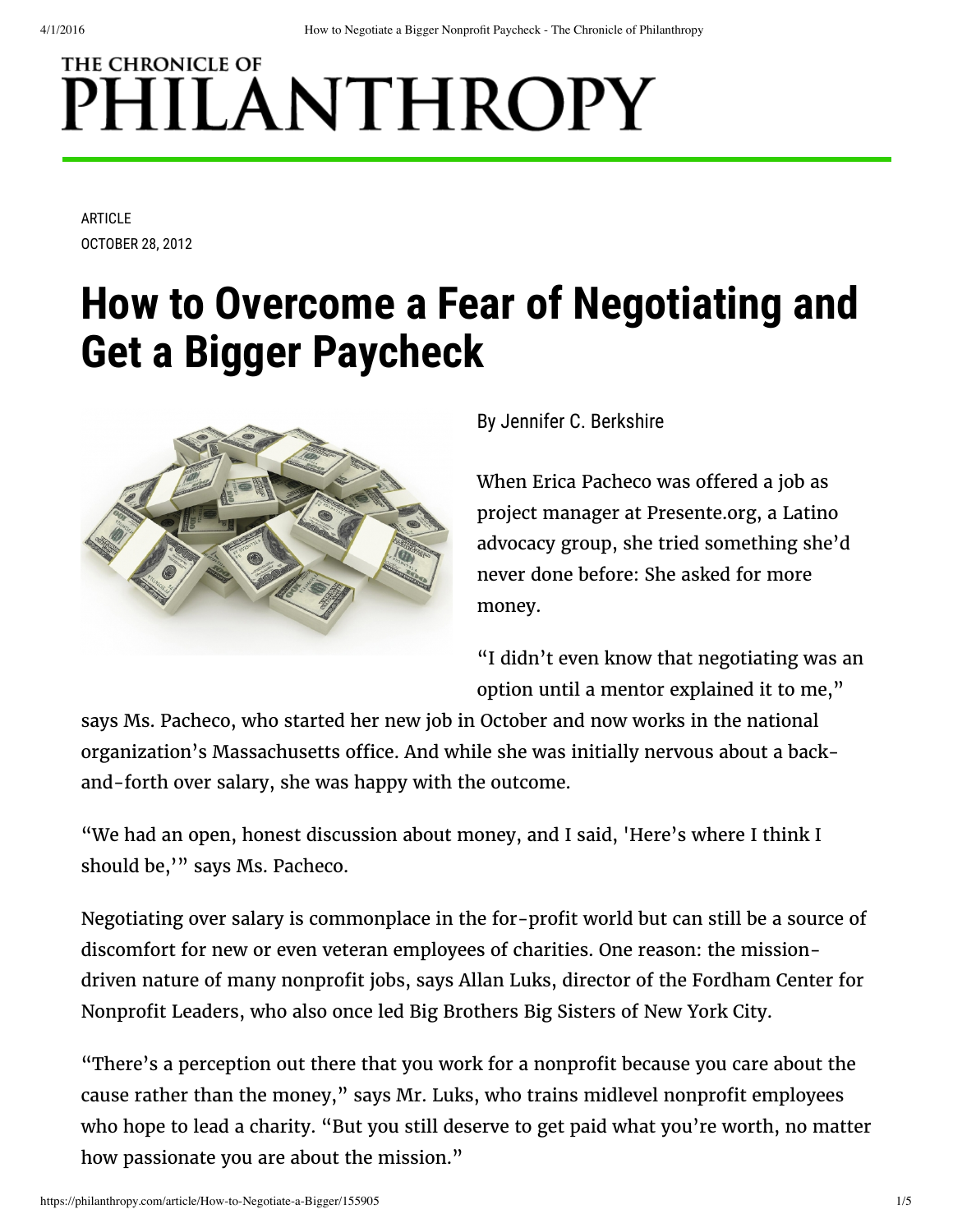# THE CHRONICLE OF PHILANTHROPY

ARTICLE
OCTOBER 28, 2012

# How to Overcome a Fear of Negotiating and Get a Bigger Paycheck

By Jennifer C. Berkshire

When Erica Pacheco was offered a job as project manager at Presente.org, a Latino advocacy group, she tried something she'd never done before: She asked for more money.

"I didn't even know that negotiating was an option until a mentor explained it to me," says Ms. Pacheco, who started her new job in October and now works in the national organization's Massachusetts office. And while she was initially nervous about a back-and-forth over salary, she was happy with the outcome.

"We had an open, honest discussion about money, and I said, 'Here's where I think I should be,'" says Ms. Pacheco.

Negotiating over salary is commonplace in the for-profit world but can still be a source of discomfort for new or even veteran employees of charities. One reason: the mission-driven nature of many nonprofit jobs, says Allan Luks, director of the Fordham Center for Nonprofit Leaders, who also once led Big Brothers Big Sisters of New York City.

"There's a perception out there that you work for a nonprofit because you care about the cause rather than the money," says Mr. Luks, who trains midlevel nonprofit employees who hope to lead a charity. "But you still deserve to get paid what you're worth, no matter how passionate you are about the mission."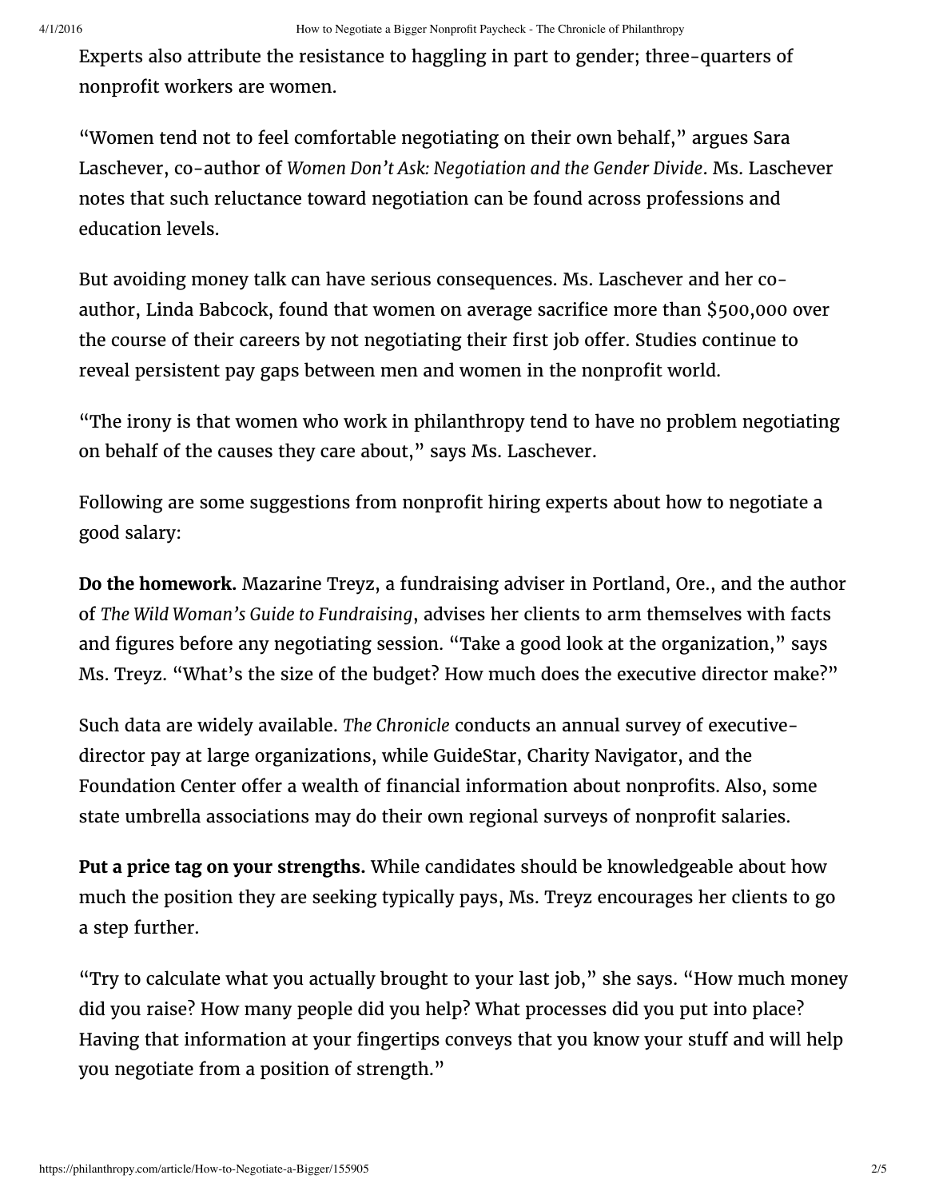Experts also attribute the resistance to haggling in part to gender; three-quarters of nonprofit workers are women.

"Women tend not to feel comfortable negotiating on their own behalf," argues Sara Laschever, co-author of *Women Don't Ask: Negotiation and the Gender Divide*. Ms. Laschever notes that such reluctance toward negotiation can be found across professions and education levels.

But avoiding money talk can have serious consequences. Ms. Laschever and her co-author, Linda Babcock, found that women on average sacrifice more than $500,000 over the course of their careers by not negotiating their first job offer. Studies continue to reveal persistent pay gaps between men and women in the nonprofit world.

"The irony is that women who work in philanthropy tend to have no problem negotiating on behalf of the causes they care about," says Ms. Laschever.

Following are some suggestions from nonprofit hiring experts about how to negotiate a good salary:

**Do the homework.** Mazarine Treyz, a fundraising adviser in Portland, Ore., and the author of *The Wild Woman's Guide to Fundraising*, advises her clients to arm themselves with facts and figures before any negotiating session. "Take a good look at the organization," says Ms. Treyz. "What's the size of the budget? How much does the executive director make?"

Such data are widely available. *The Chronicle* conducts an annual survey of executive-director pay at large organizations, while GuideStar, Charity Navigator, and the Foundation Center offer a wealth of financial information about nonprofits. Also, some state umbrella associations may do their own regional surveys of nonprofit salaries.

**Put a price tag on your strengths.** While candidates should be knowledgeable about how much the position they are seeking typically pays, Ms. Treyz encourages her clients to go a step further.

"Try to calculate what you actually brought to your last job," she says. "How much money did you raise? How many people did you help? What processes did you put into place? Having that information at your fingertips conveys that you know your stuff and will help you negotiate from a position of strength."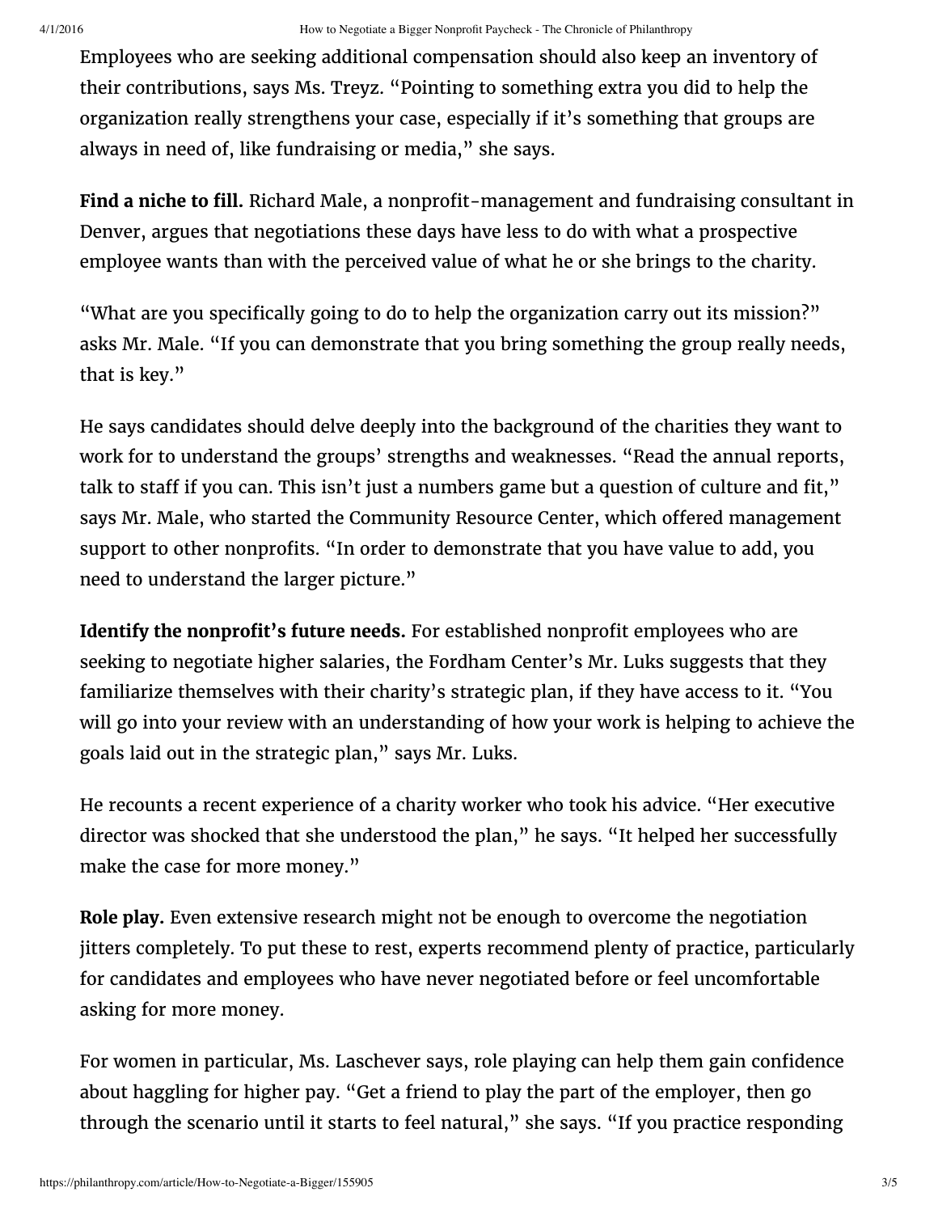Employees who are seeking additional compensation should also keep an inventory of their contributions, says Ms. Treyz. "Pointing to something extra you did to help the organization really strengthens your case, especially if it's something that groups are always in need of, like fundraising or media," she says.

**Find a niche to fill.** Richard Male, a nonprofit-management and fundraising consultant in Denver, argues that negotiations these days have less to do with what a prospective employee wants than with the perceived value of what he or she brings to the charity.

"What are you specifically going to do to help the organization carry out its mission?" asks Mr. Male. "If you can demonstrate that you bring something the group really needs, that is key."

He says candidates should delve deeply into the background of the charities they want to work for to understand the groups' strengths and weaknesses. "Read the annual reports, talk to staff if you can. This isn't just a numbers game but a question of culture and fit," says Mr. Male, who started the Community Resource Center, which offered management support to other nonprofits. "In order to demonstrate that you have value to add, you need to understand the larger picture."

**Identify the nonprofit's future needs.** For established nonprofit employees who are seeking to negotiate higher salaries, the Fordham Center's Mr. Luks suggests that they familiarize themselves with their charity's strategic plan, if they have access to it. "You will go into your review with an understanding of how your work is helping to achieve the goals laid out in the strategic plan," says Mr. Luks.

He recounts a recent experience of a charity worker who took his advice. "Her executive director was shocked that she understood the plan," he says. "It helped her successfully make the case for more money."

**Role play.** Even extensive research might not be enough to overcome the negotiation jitters completely. To put these to rest, experts recommend plenty of practice, particularly for candidates and employees who have never negotiated before or feel uncomfortable asking for more money.

For women in particular, Ms. Laschever says, role playing can help them gain confidence about haggling for higher pay. "Get a friend to play the part of the employer, then go through the scenario until it starts to feel natural," she says. "If you practice responding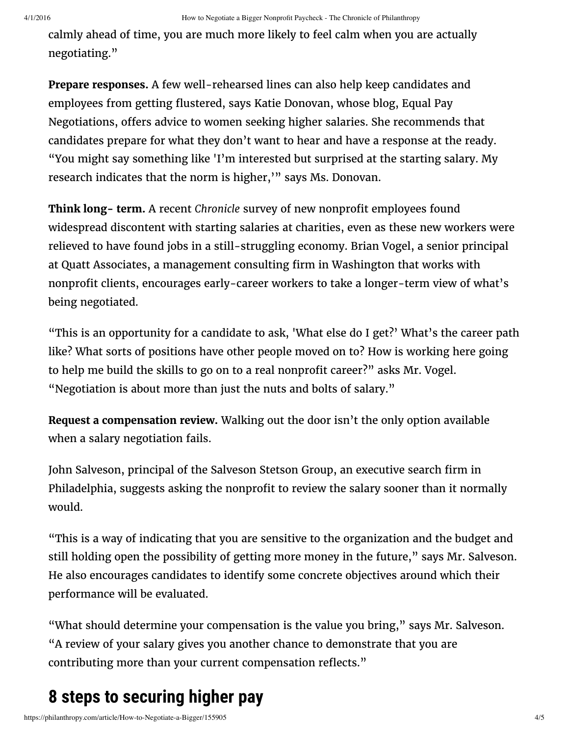calmly ahead of time, you are much more likely to feel calm when you are actually negotiating."

**Prepare responses.** A few well-rehearsed lines can also help keep candidates and employees from getting flustered, says Katie Donovan, whose blog, Equal Pay Negotiations, offers advice to women seeking higher salaries. She recommends that candidates prepare for what they don't want to hear and have a response at the ready. "You might say something like 'I'm interested but surprised at the starting salary. My research indicates that the norm is higher,'" says Ms. Donovan.

**Think long- term.** A recent *Chronicle* survey of new nonprofit employees found widespread discontent with starting salaries at charities, even as these new workers were relieved to have found jobs in a still-struggling economy. Brian Vogel, a senior principal at Quatt Associates, a management consulting firm in Washington that works with nonprofit clients, encourages early-career workers to take a longer-term view of what's being negotiated.

"This is an opportunity for a candidate to ask, 'What else do I get?' What's the career path like? What sorts of positions have other people moved on to? How is working here going to help me build the skills to go on to a real nonprofit career?" asks Mr. Vogel. "Negotiation is about more than just the nuts and bolts of salary."

**Request a compensation review.** Walking out the door isn't the only option available when a salary negotiation fails.

John Salveson, principal of the Salveson Stetson Group, an executive search firm in Philadelphia, suggests asking the nonprofit to review the salary sooner than it normally would.

"This is a way of indicating that you are sensitive to the organization and the budget and still holding open the possibility of getting more money in the future," says Mr. Salveson. He also encourages candidates to identify some concrete objectives around which their performance will be evaluated.

"What should determine your compensation is the value you bring," says Mr. Salveson. "A review of your salary gives you another chance to demonstrate that you are contributing more than your current compensation reflects."

## 8 steps to securing higher pay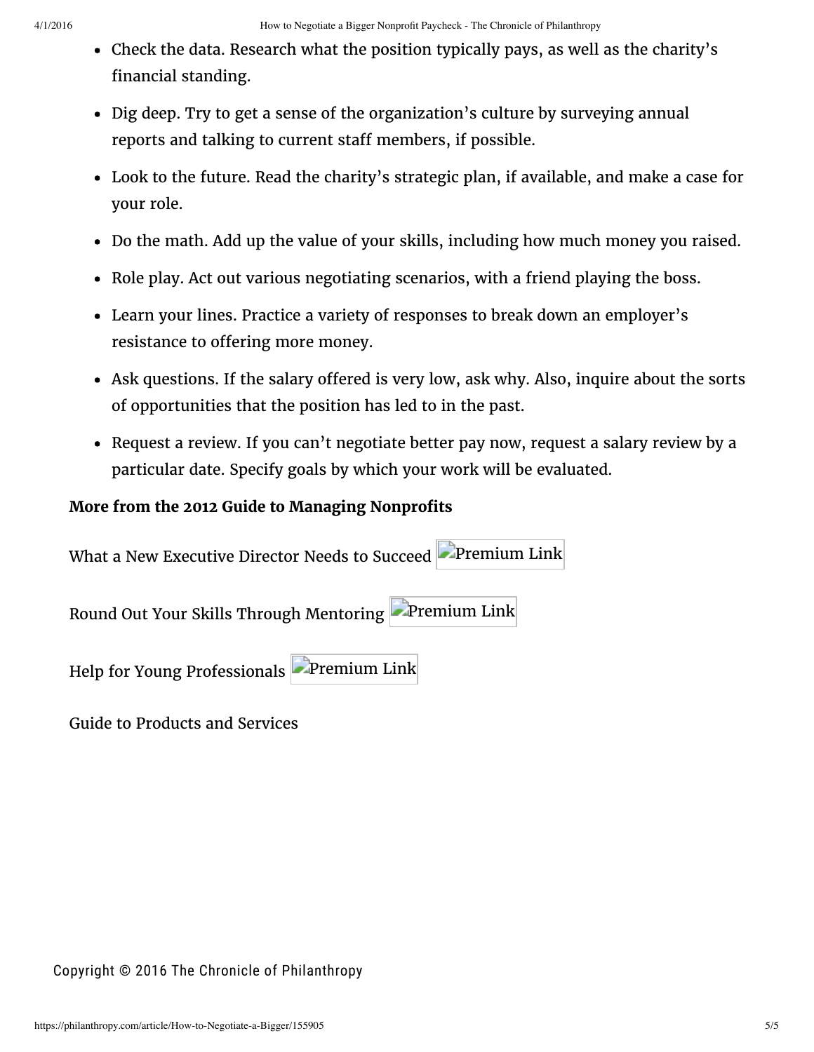- Check the data. Research what the position typically pays, as well as the charity's financial standing.
- Dig deep. Try to get a sense of the organization's culture by surveying annual reports and talking to current staff members, if possible.
- Look to the future. Read the charity's strategic plan, if available, and make a case for your role.
- Do the math. Add up the value of your skills, including how much money you raised.
- Role play. Act out various negotiating scenarios, with a friend playing the boss.
- Learn your lines. Practice a variety of responses to break down an employer's resistance to offering more money.
- Ask questions. If the salary offered is very low, ask why. Also, inquire about the sorts of opportunities that the position has led to in the past.
- Request a review. If you can't negotiate better pay now, request a salary review by a particular date. Specify goals by which your work will be evaluated.

**More from the 2012 Guide to Managing Nonprofits**

What a New Executive Director Needs to Succeed Premium Link

Round Out Your Skills Through Mentoring Premium Link

Help for Young Professionals Premium Link

Guide to Products and Services

Copyright © 2016 The Chronicle of Philanthropy